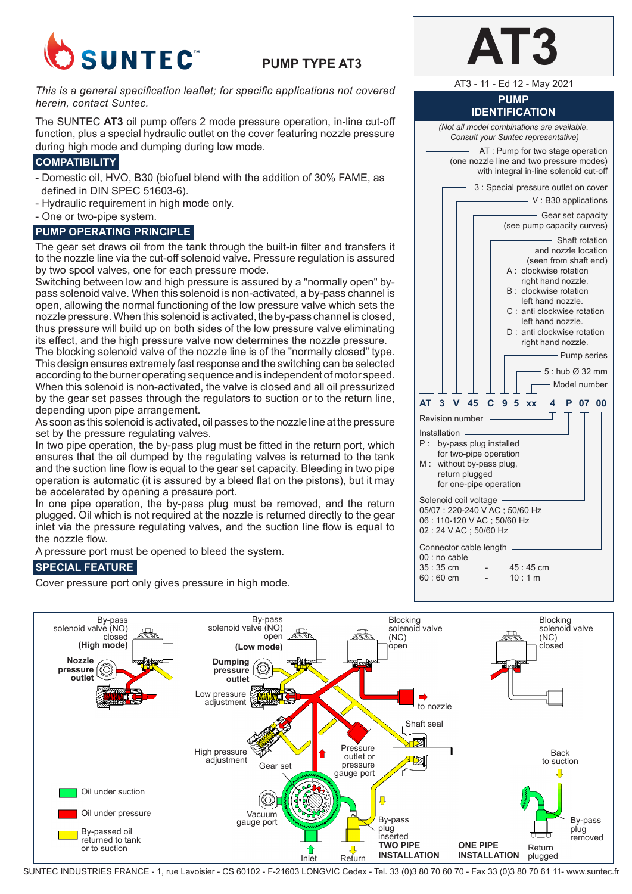# SUNTEC

## PUMP TYPE AT3

# AT3

AT3 - 11 - Ed 12 - May 2021

*This is a general specification leaflet; for specific applications not covered herein, contact Suntec.*

The SUNTEC **AT3** oil pump offers 2 mode pressure operation, in-line cut-off function, plus a special hydraulic outlet on the cover featuring nozzle pressure during high mode and dumping during low mode.

## COMPATIBILITY

- Domestic oil, HVO, B30 (biofuel blend with the addition of 30% FAME, as defined in DIN SPEC 51603-6).
- Hydraulic requirement in high mode only.
- One or two-pipe system.

## PUMP OPERATING PRINCIPLE

The gear set draws oil from the tank through the built-in filter and transfers it to the nozzle line via the cut-off solenoid valve. Pressure regulation is assured by two spool valves, one for each pressure mode.

Switching between low and high pressure is assured by a "normally open" by-pass solenoid valve. When this solenoid is non-activated, a by-pass channel is open, allowing the normal functioning of the low pressure valve which sets the nozzle pressure. When this solenoid is activated, the by-pass channel is closed, thus pressure will build up on both sides of the low pressure valve eliminating its effect, and the high pressure valve now determines the nozzle pressure.

The blocking solenoid valve of the nozzle line is of the "normally closed" type. This design ensures extremely fast response and the switching can be selected according to the burner operating sequence and is independent of motor speed. When this solenoid is non-activated, the valve is closed and all oil pressurized by the gear set passes through the regulators to suction or to the return line, depending upon pipe arrangement.

As soon as this solenoid is activated, oil passes to the nozzle line at the pressure set by the pressure regulating valves.

In two pipe operation, the by-pass plug must be fitted in the return port, which ensures that the oil dumped by the regulating valves is returned to the tank and the suction line flow is equal to the gear set capacity. Bleeding in two pipe operation is automatic (it is assured by a bleed flat on the pistons), but it may be accelerated by opening a pressure port.

In one pipe operation, the by-pass plug must be removed, and the return plugged. Oil which is not required at the nozzle is returned directly to the gear inlet via the pressure regulating valves, and the suction line flow is equal to the nozzle flow.

A pressure port must be opened to bleed the system.

## SPECIAL FEATURE

Cover pressure port only gives pressure in high mode.

## PUMP IDENTIFICATION

*(Not all model combinations are available. Consult your Suntec representative)*

**AT 3 V 45 C 9 5 xx 4 P 07 00**

- AT : Pump for two stage operation (one nozzle line and two pressure modes) with integral in-line solenoid cut-off
- 3 : Special pressure outlet on cover
- V : B30 applications
- Gear set capacity (see pump capacity curves)
- Shaft rotation and nozzle location (seen from shaft end)
  - A : clockwise rotation right hand nozzle.
  - B : clockwise rotation left hand nozzle.
  - C : anti clockwise rotation left hand nozzle.
  - D : anti clockwise rotation right hand nozzle.
- Pump series
- 5 : hub Ø 32 mm
- Model number
- Revision number
- Installation
  - P : by-pass plug installed for two-pipe operation
  - M : without by-pass plug, return plugged for one-pipe operation
- Solenoid coil voltage
  - 05/07 : 220-240 V AC ; 50/60 Hz
  - 06 : 110-120 V AC ; 50/60 Hz
  - 02 : 24 V AC ; 50/60 Hz
- Connector cable length
  - 00 : no cable
  - 35 : 35 cm - 45 : 45 cm
  - 60 : 60 cm - 10 : 1 m

By-pass solenoid valve (NO) closed **(High mode)** — **Nozzle pressure outlet**

By-pass solenoid valve (NO) open **(Low mode)** — **Dumping pressure outlet**

Blocking solenoid valve (NC) open — to nozzle

Blocking solenoid valve (NC) closed

Low pressure adjustment; High pressure adjustment; Gear set; Shaft seal; Pressure outlet or pressure gauge port; Vacuum gauge port; Inlet; Return; By-pass plug inserted **TWO PIPE INSTALLATION**; **ONE PIPE INSTALLATION**; Back to suction; By-pass plug removed; Return plugged

- Oil under suction
- Oil under pressure
- By-passed oil returned to tank or to suction

SUNTEC INDUSTRIES FRANCE - 1, rue Lavoisier - CS 60102 - F-21603 LONGVIC Cedex - Tel. 33 (0)3 80 70 60 70 - Fax 33 (0)3 80 70 61 11- www.suntec.fr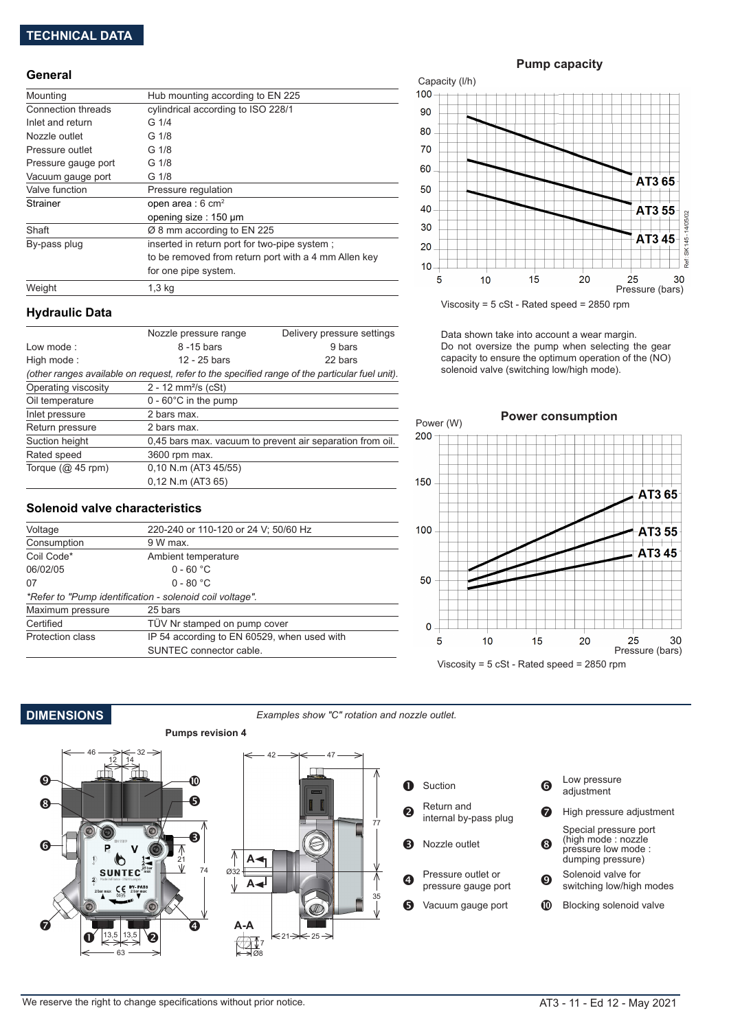## TECHNICAL DATA

### General

| | |
|---|---|
| Mounting | Hub mounting according to EN 225 |
| Connection threads | cylindrical according to ISO 228/1 |
| Inlet and return | G 1/4 |
| Nozzle outlet | G 1/8 |
| Pressure outlet | G 1/8 |
| Pressure gauge port | G 1/8 |
| Vacuum gauge port | G 1/8 |
| Valve function | Pressure regulation |
| Strainer | open area : 6 cm² |
| | opening size : 150 µm |
| Shaft | Ø 8 mm according to EN 225 |
| By-pass plug | inserted in return port for two-pipe system ; to be removed from return port with a 4 mm Allen key for one pipe system. |
| Weight | 1,3 kg |

### Hydraulic Data

| | Nozzle pressure range | Delivery pressure settings |
|---|---|---|
| Low mode : | 8 -15 bars | 9 bars |
| High mode : | 12 - 25 bars | 22 bars |

*(other ranges available on request, refer to the specified range of the particular fuel unit).*

| | |
|---|---|
| Operating viscosity | 2 - 12 mm²/s (cSt) |
| Oil temperature | 0 - 60°C in the pump |
| Inlet pressure | 2 bars max. |
| Return pressure | 2 bars max. |
| Suction height | 0,45 bars max. vacuum to prevent air separation from oil. |
| Rated speed | 3600 rpm max. |
| Torque (@ 45 rpm) | 0,10 N.m (AT3 45/55) |
| | 0,12 N.m (AT3 65) |

### Solenoid valve characteristics

| | |
|---|---|
| Voltage | 220-240 or 110-120 or 24 V; 50/60 Hz |
| Consumption | 9 W max. |
| Coil Code* | Ambient temperature |
| 06/02/05 | 0 - 60 °C |
| 07 | 0 - 80 °C |

*\*Refer to "Pump identification - solenoid coil voltage".*

| | |
|---|---|
| Maximum pressure | 25 bars |
| Certified | TÜV Nr stamped on pump cover |
| Protection class | IP 54 according to EN 60529, when used with SUNTEC connector cable. |

### Pump capacity

Capacity (l/h)
100
90
80
70
60
50
40
30
20
10
5 10 15 20 25 30
Pressure (bars)
AT3 65
AT3 55
AT3 45
Ref : SK145 - 14/05/02

Viscosity = 5 cSt - Rated speed = 2850 rpm

Data shown take into account a wear margin.
Do not oversize the pump when selecting the gear capacity to ensure the optimum operation of the (NO) solenoid valve (switching low/high mode).

### Power consumption

Power (W)
200
150
100
50
0
5 10 15 20 25 30
Pressure (bars)
AT3 65
AT3 55
AT3 45

Viscosity = 5 cSt - Rated speed = 2850 rpm

## DIMENSIONS

*Examples show "C" rotation and nozzle outlet.*

**Pumps revision 4**

46 12 14 32 21 74 13,5 13,5 63
42 47 77 Ø32 35 21 25
A A
A-A 7 Ø8

1. Suction
2. Return and internal by-pass plug
3. Nozzle outlet
4. Pressure outlet or pressure gauge port
5. Vacuum gauge port
6. Low pressure adjustment
7. High pressure adjustment
8. Special pressure port (high mode : nozzle pressure low mode : dumping pressure)
9. Solenoid valve for switching low/high modes
10. Blocking solenoid valve

We reserve the right to change specifications without prior notice.

AT3 - 11 - Ed 12 - May 2021